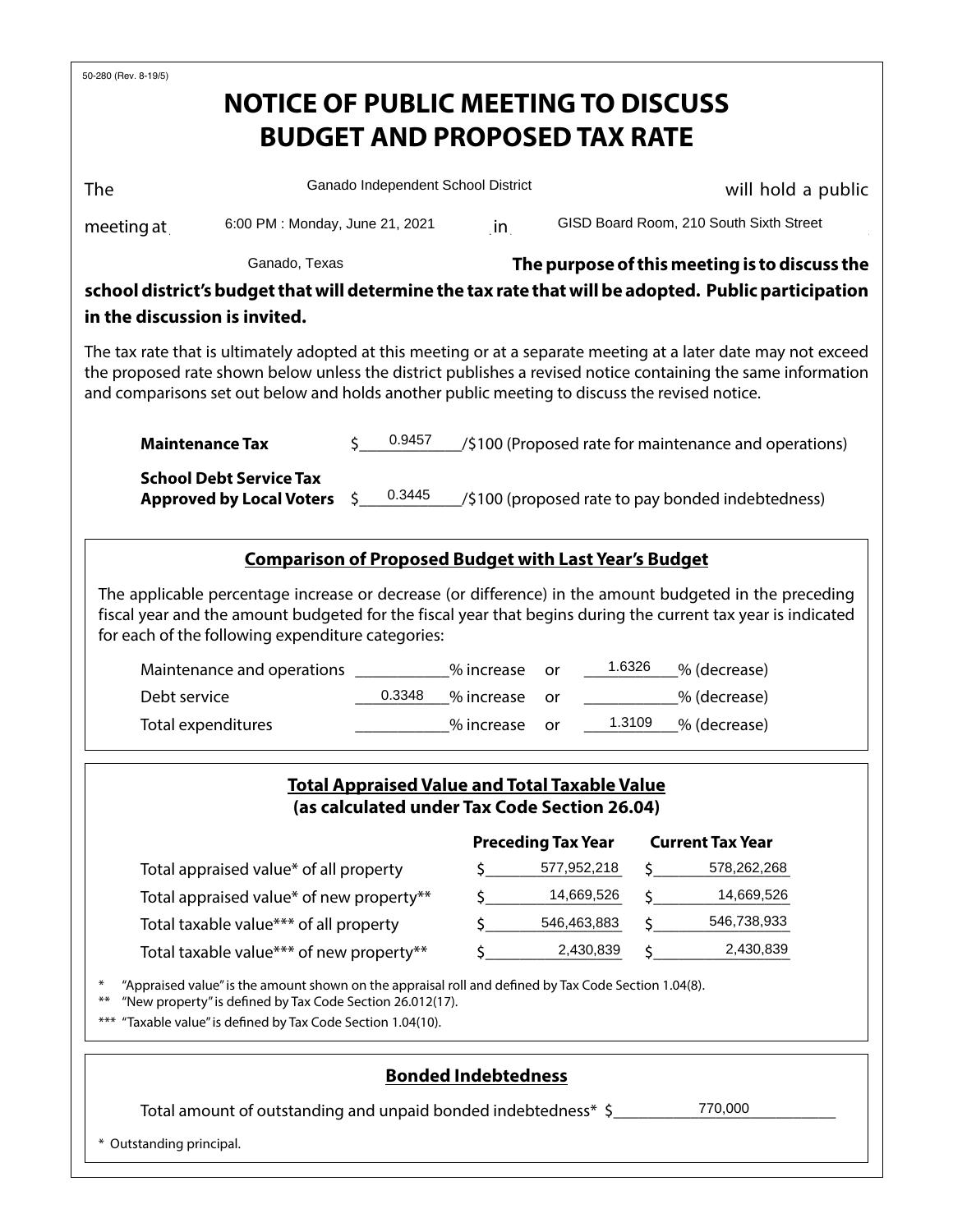50-280 (Rev. 8-19/5)

# NOTICE OF PUBLIC MEETING TO DISCUSS BUDGET AND PROPOSED TAX RATE

The Ganado Independent School District will hold a public meeting at 6:00 PM : Monday, June 21, 2021 in GISD Board Room, 210 South Sixth Street Ganado, Texas **The purpose of this meeting is to discuss the school district's budget that will determine the tax rate that will be adopted. Public participation in the discussion is invited.**

The tax rate that is ultimately adopted at this meeting or at a separate meeting at a later date may not exceed the proposed rate shown below unless the district publishes a revised notice containing the same information and comparisons set out below and holds another public meeting to discuss the revised notice.

**Maintenance Tax** $ 0.9457 /$100 (Proposed rate for maintenance and operations)

**School Debt Service Tax Approved by Local Voters** $ 0.3445 /$100 (proposed rate to pay bonded indebtedness)

## Comparison of Proposed Budget with Last Year's Budget

The applicable percentage increase or decrease (or difference) in the amount budgeted in the preceding fiscal year and the amount budgeted for the fiscal year that begins during the current tax year is indicated for each of the following expenditure categories:

| | % increase | or | % (decrease) |
|---|---|---|---|
| Maintenance and operations | | or | 1.6326 |
| Debt service | 0.3348 | or | |
| Total expenditures | | or | 1.3109 |

## Total Appraised Value and Total Taxable Value (as calculated under Tax Code Section 26.04)

| | Preceding Tax Year | Current Tax Year |
|---|---|---|
| Total appraised value* of all property | $ 577,952,218 | $ 578,262,268 |
| Total appraised value* of new property** | $ 14,669,526 | $ 14,669,526 |
| Total taxable value*** of all property | $ 546,463,883 | $ 546,738,933 |
| Total taxable value*** of new property** | $ 2,430,839 | $ 2,430,839 |

* "Appraised value" is the amount shown on the appraisal roll and defined by Tax Code Section 1.04(8).
** "New property" is defined by Tax Code Section 26.012(17).
*** "Taxable value" is defined by Tax Code Section 1.04(10).

## Bonded Indebtedness

Total amount of outstanding and unpaid bonded indebtedness* $ 770,000

* Outstanding principal.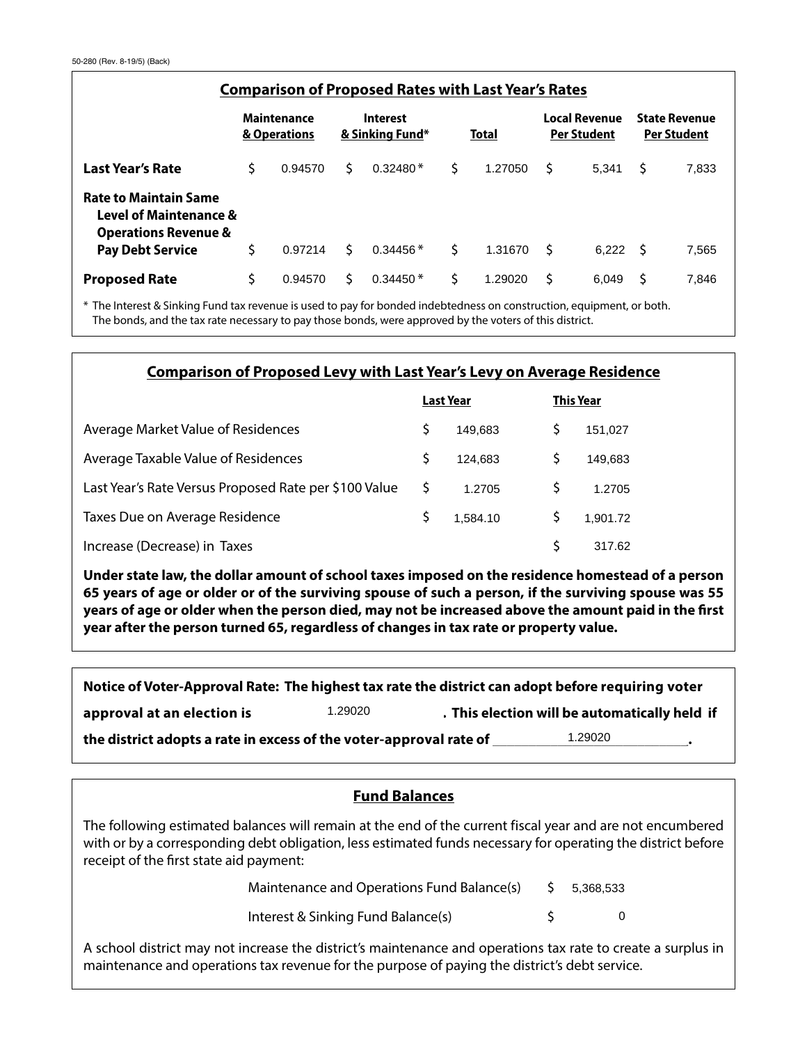## Comparison of Proposed Rates with Last Year's Rates

| | Maintenance & Operations | Interest & Sinking Fund* | Total | Local Revenue Per Student | State Revenue Per Student |
|---|---|---|---|---|---|
| **Last Year's Rate** | $ 0.94570 | $ 0.32480 * | $ 1.27050 | $ 5,341 | $ 7,833 |
| **Rate to Maintain Same Level of Maintenance & Operations Revenue & Pay Debt Service** | $ 0.97214 | $ 0.34456 * | $ 1.31670 | $ 6,222 | $ 7,565 |
| **Proposed Rate** | $ 0.94570 | $ 0.34450 * | $ 1.29020 | $ 6,049 | $ 7,846 |

* The Interest & Sinking Fund tax revenue is used to pay for bonded indebtedness on construction, equipment, or both. The bonds, and the tax rate necessary to pay those bonds, were approved by the voters of this district.

## Comparison of Proposed Levy with Last Year's Levy on Average Residence

| | Last Year | This Year |
|---|---|---|
| Average Market Value of Residences | $ 149,683 | $ 151,027 |
| Average Taxable Value of Residences | $ 124,683 | $ 149,683 |
| Last Year's Rate Versus Proposed Rate per $100 Value | $ 1.2705 | $ 1.2705 |
| Taxes Due on Average Residence | $ 1,584.10 | $ 1,901.72 |
| Increase (Decrease) in Taxes | | $ 317.62 |

**Under state law, the dollar amount of school taxes imposed on the residence homestead of a person 65 years of age or older or of the surviving spouse of such a person, if the surviving spouse was 55 years of age or older when the person died, may not be increased above the amount paid in the first year after the person turned 65, regardless of changes in tax rate or property value.**

**Notice of Voter-Approval Rate: The highest tax rate the district can adopt before requiring voter approval at an election is** 1.29020 **. This election will be automatically held if the district adopts a rate in excess of the voter-approval rate of** 1.29020**.**

## Fund Balances

The following estimated balances will remain at the end of the current fiscal year and are not encumbered with or by a corresponding debt obligation, less estimated funds necessary for operating the district before receipt of the first state aid payment:

| | |
|---|---|
| Maintenance and Operations Fund Balance(s) | $ 5,368,533 |
| Interest & Sinking Fund Balance(s) | $ 0 |

A school district may not increase the district's maintenance and operations tax rate to create a surplus in maintenance and operations tax revenue for the purpose of paying the district's debt service.